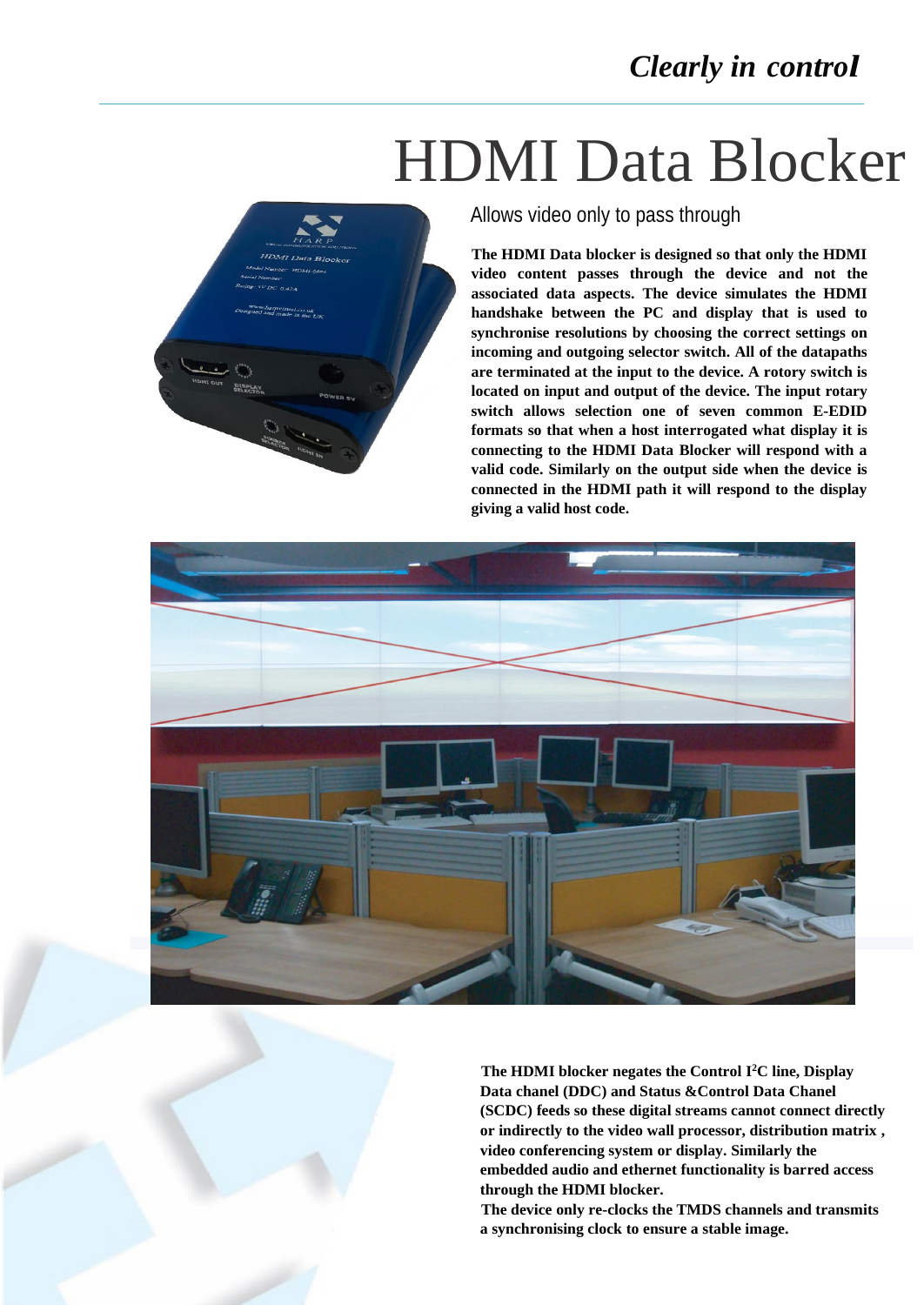*Clearly in control*

# HDMI Data Blocker

## Allows video only to pass through

**The HDMI Data blocker is designed so that only the HDMI video content passes through the device and not the associated data aspects. The device simulates the HDMI handshake between the PC and display that is used to synchronise resolutions by choosing the correct settings on incoming and outgoing selector switch. All of the datapaths are terminated at the input to the device. A rotory switch is located on input and output of the device. The input rotary switch allows selection one of seven common E-EDID formats so that when a host interrogated what display it is connecting to the HDMI Data Blocker will respond with a valid code. Similarly on the output side when the device is connected in the HDMI path it will respond to the display giving a valid host code.**

**The HDMI blocker negates the Control $I^2C$ line, Display Data chanel (DDC) and Status &Control Data Chanel (SCDC) feeds so these digital streams cannot connect directly or indirectly to the video wall processor, distribution matrix , video conferencing system or display. Similarly the embedded audio and ethernet functionality is barred access through the HDMI blocker.**

**The device only re-clocks the TMDS channels and transmits a synchronising clock to ensure a stable image.**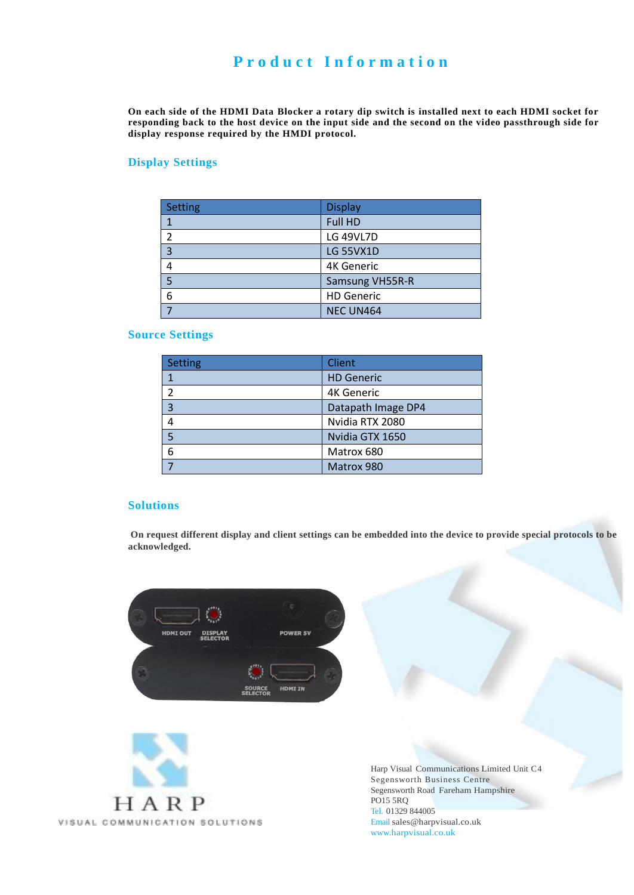# Product Information

**On each side of the HDMI Data Blocker a rotary dip switch is installed next to each HDMI socket for responding back to the host device on the input side and the second on the video passthrough side for display response required by the HMDI protocol.**

## Display Settings

| Setting | Display |
|---|---|
| 1 | Full HD |
| 2 | LG 49VL7D |
| 3 | LG 55VX1D |
| 4 | 4K Generic |
| 5 | Samsung VH55R-R |
| 6 | HD Generic |
| 7 | NEC UN464 |

## Source Settings

| Setting | Client |
|---|---|
| 1 | HD Generic |
| 2 | 4K Generic |
| 3 | Datapath Image DP4 |
| 4 | Nvidia RTX 2080 |
| 5 | Nvidia GTX 1650 |
| 6 | Matrox 680 |
| 7 | Matrox 980 |

## Solutions

**On request different display and client settings can be embedded into the device to provide special protocols to be acknowledged.**

HDMI OUT DISPLAY SELECTOR POWER 5V

SOURCE SELECTOR HDMI IN

HARP
VISUAL COMMUNICATION SOLUTIONS

Harp Visual Communications Limited Unit C4
Segensworth Business Centre
Segensworth Road Fareham Hampshire
PO15 5RQ
Tel. 01329 844005
Email sales@harpvisual.co.uk
www.harpvisual.co.uk